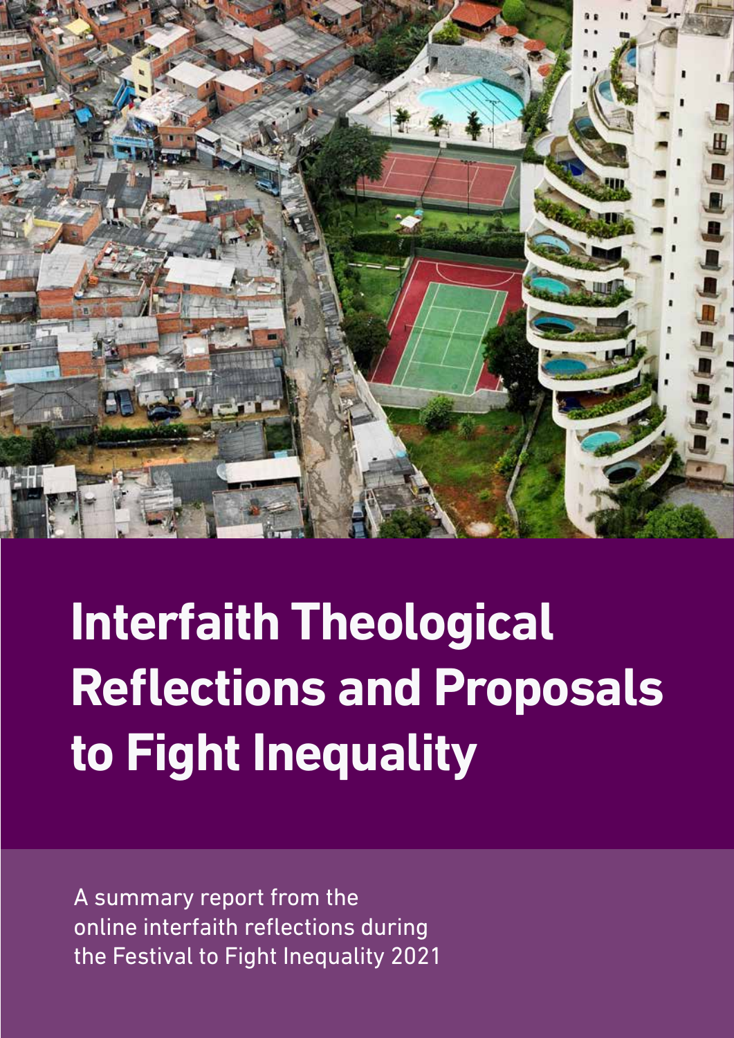# Interfaith Theological Reflections and Proposals to Fight Inequality

A summary report from the online interfaith reflections during the Festival to Fight Inequality 2021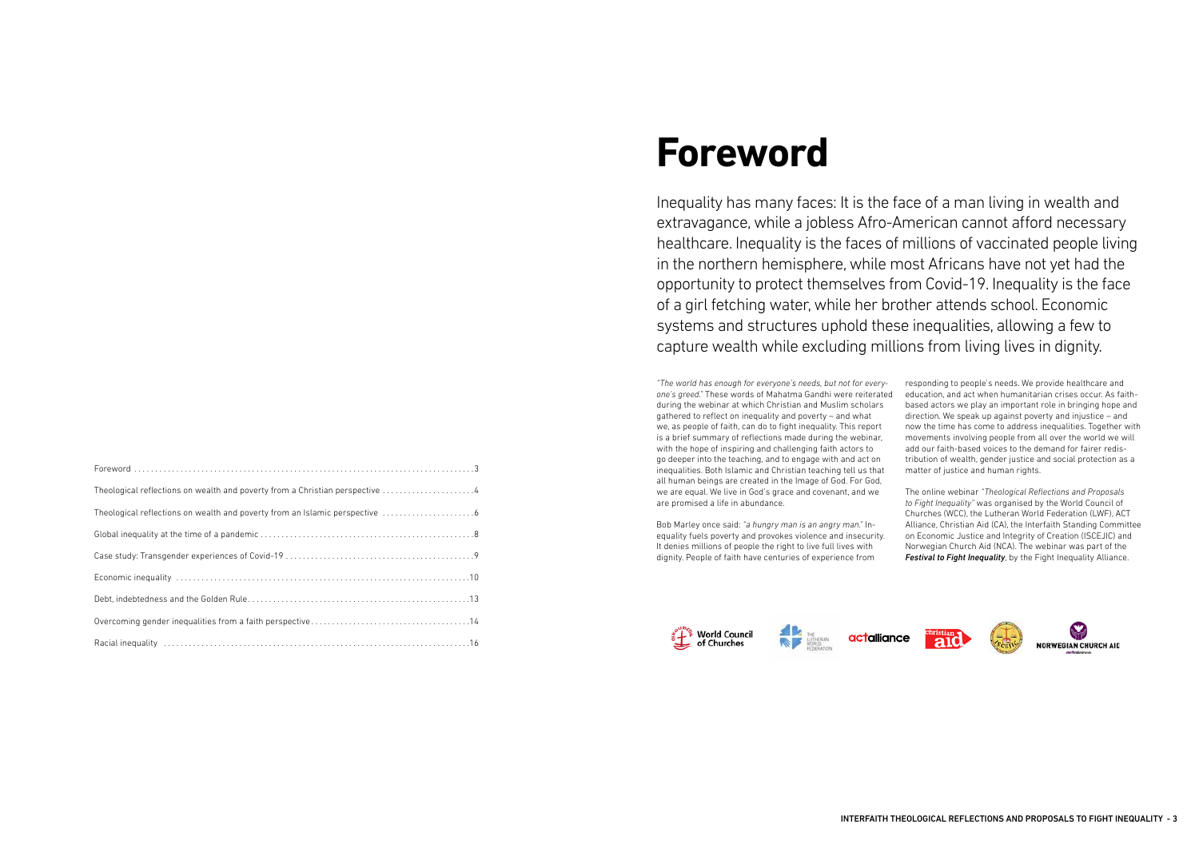| | |
|---|---|
| Foreword | 3 |
| Theological reflections on wealth and poverty from a Christian perspective | 4 |
| Theological reflections on wealth and poverty from an Islamic perspective | 6 |
| Global inequality at the time of a pandemic | 8 |
| Case study: Transgender experiences of Covid-19 | 9 |
| Economic inequality | 10 |
| Debt, indebtedness and the Golden Rule | 13 |
| Overcoming gender inequalities from a faith perspective | 14 |
| Racial inequality | 16 |

# Foreword

Inequality has many faces: It is the face of a man living in wealth and extravagance, while a jobless Afro-American cannot afford necessary healthcare. Inequality is the faces of millions of vaccinated people living in the northern hemisphere, while most Africans have not yet had the opportunity to protect themselves from Covid-19. Inequality is the face of a girl fetching water, while her brother attends school. Economic systems and structures uphold these inequalities, allowing a few to capture wealth while excluding millions from living lives in dignity.

"*The world has enough for everyone's needs, but not for everyone's greed.*" These words of Mahatma Gandhi were reiterated during the webinar at which Christian and Muslim scholars gathered to reflect on inequality and poverty – and what we, as people of faith, can do to fight inequality. This report is a brief summary of reflections made during the webinar, with the hope of inspiring and challenging faith actors to go deeper into the teaching, and to engage with and act on inequalities. Both Islamic and Christian teaching tell us that all human beings are created in the Image of God. For God, we are equal. We live in God's grace and covenant, and we are promised a life in abundance.

Bob Marley once said: "*a hungry man is an angry man.*" Inequality fuels poverty and provokes violence and insecurity. It denies millions of people the right to live full lives with dignity. People of faith have centuries of experience from responding to people's needs. We provide healthcare and education, and act when humanitarian crises occur. As faith-based actors we play an important role in bringing hope and direction. We speak up against poverty and injustice – and now the time has come to address inequalities. Together with movements involving people from all over the world we will add our faith-based voices to the demand for fairer redistribution of wealth, gender justice and social protection as a matter of justice and human rights.

The online webinar "*Theological Reflections and Proposals to Fight Inequality*" was organised by the World Council of Churches (WCC), the Lutheran World Federation (LWF), ACT Alliance, Christian Aid (CA), the Interfaith Standing Committee on Economic Justice and Integrity of Creation (ISCEJIC) and Norwegian Church Aid (NCA). The webinar was part of the ***Festival to Fight Inequality***, by the Fight Inequality Alliance.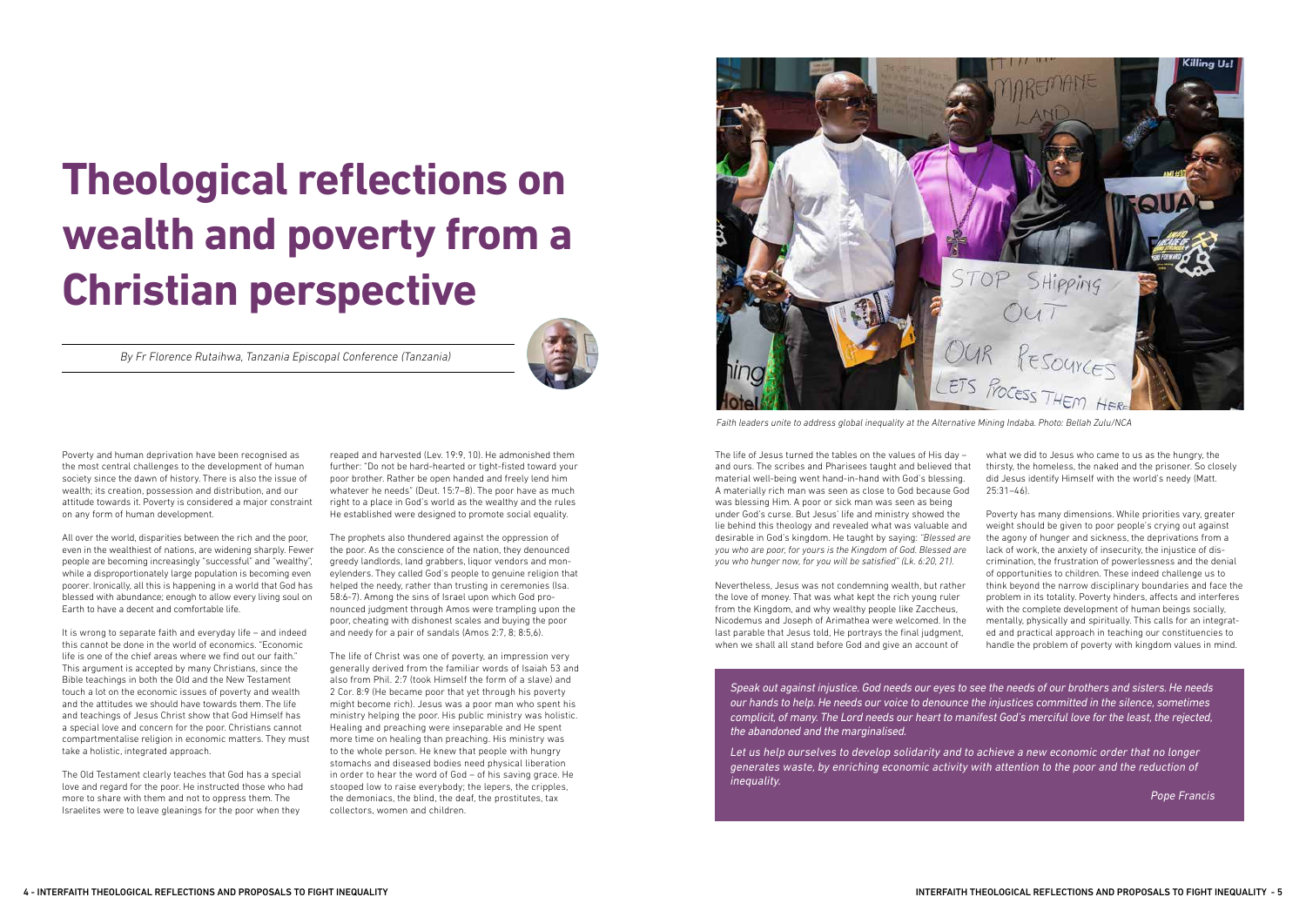# Theological reflections on wealth and poverty from a Christian perspective

*By Fr Florence Rutaihwa, Tanzania Episcopal Conference (Tanzania)*

Poverty and human deprivation have been recognised as the most central challenges to the development of human society since the dawn of history. There is also the issue of wealth; its creation, possession and distribution, and our attitude towards it. Poverty is considered a major constraint on any form of human development.

All over the world, disparities between the rich and the poor, even in the wealthiest of nations, are widening sharply. Fewer people are becoming increasingly "successful" and "wealthy", while a disproportionately large population is becoming even poorer. Ironically, all this is happening in a world that God has blessed with abundance; enough to allow every living soul on Earth to have a decent and comfortable life.

It is wrong to separate faith and everyday life – and indeed this cannot be done in the world of economics. "Economic life is one of the chief areas where we find out our faith." This argument is accepted by many Christians, since the Bible teachings in both the Old and the New Testament touch a lot on the economic issues of poverty and wealth and the attitudes we should have towards them. The life and teachings of Jesus Christ show that God Himself has a special love and concern for the poor. Christians cannot compartmentalise religion in economic matters. They must take a holistic, integrated approach.

The Old Testament clearly teaches that God has a special love and regard for the poor. He instructed those who had more to share with them and not to oppress them. The Israelites were to leave gleanings for the poor when they reaped and harvested (Lev. 19:9, 10). He admonished them further: "Do not be hard-hearted or tight-fisted toward your poor brother. Rather be open handed and freely lend him whatever he needs" (Deut. 15:7–8). The poor have as much right to a place in God's world as the wealthy and the rules He established were designed to promote social equality.

The prophets also thundered against the oppression of the poor. As the conscience of the nation, they denounced greedy landlords, land grabbers, liquor vendors and moneylenders. They called God's people to genuine religion that helped the needy, rather than trusting in ceremonies (Isa. 58:6–7). Among the sins of Israel upon which God pronounced judgment through Amos were trampling upon the poor, cheating with dishonest scales and buying the poor and needy for a pair of sandals (Amos 2:7, 8; 8:5,6).

The life of Christ was one of poverty, an impression very generally derived from the familiar words of Isaiah 53 and also from Phil. 2:7 (took Himself the form of a slave) and 2 Cor. 8:9 (He became poor that yet through his poverty might become rich). Jesus was a poor man who spent his ministry helping the poor. His public ministry was holistic. Healing and preaching were inseparable and He spent more time on healing than preaching. His ministry was to the whole person. He knew that people with hungry stomachs and diseased bodies need physical liberation in order to hear the word of God – of his saving grace. He stooped low to raise everybody; the lepers, the cripples, the demoniacs, the blind, the deaf, the prostitutes, tax collectors, women and children.

*Faith leaders unite to address global inequality at the Alternative Mining Indaba. Photo: Bellah Zulu/NCA*

The life of Jesus turned the tables on the values of His day – and ours. The scribes and Pharisees taught and believed that material well-being went hand-in-hand with God's blessing. A materially rich man was seen as close to God because God was blessing Him. A poor or sick man was seen as being under God's curse. But Jesus' life and ministry showed the lie behind this theology and revealed what was valuable and desirable in God's kingdom. He taught by saying: *"Blessed are you who are poor, for yours is the Kingdom of God. Blessed are you who hunger now, for you will be satisfied" (Lk. 6:20, 21).*

Nevertheless, Jesus was not condemning wealth, but rather the love of money. That was what kept the rich young ruler from the Kingdom, and why wealthy people like Zaccheus, Nicodemus and Joseph of Arimathea were welcomed. In the last parable that Jesus told, He portrays the final judgment, when we shall all stand before God and give an account of what we did to Jesus who came to us as the hungry, the thirsty, the homeless, the naked and the prisoner. So closely did Jesus identify Himself with the world's needy (Matt. 25:31–46).

Poverty has many dimensions. While priorities vary, greater weight should be given to poor people's crying out against the agony of hunger and sickness, the deprivations from a lack of work, the anxiety of insecurity, the injustice of discrimination, the frustration of powerlessness and the denial of opportunities to children. These indeed challenge us to think beyond the narrow disciplinary boundaries and face the problem in its totality. Poverty hinders, affects and interferes with the complete development of human beings socially, mentally, physically and spiritually. This calls for an integrated and practical approach in teaching our constituencies to handle the problem of poverty with kingdom values in mind.

> *Speak out against injustice. God needs our eyes to see the needs of our brothers and sisters. He needs our hands to help. He needs our voice to denounce the injustices committed in the silence, sometimes complicit, of many. The Lord needs our heart to manifest God's merciful love for the least, the rejected, the abandoned and the marginalised.*
>
> *Let us help ourselves to develop solidarity and to achieve a new economic order that no longer generates waste, by enriching economic activity with attention to the poor and the reduction of inequality.*
>
> *Pope Francis*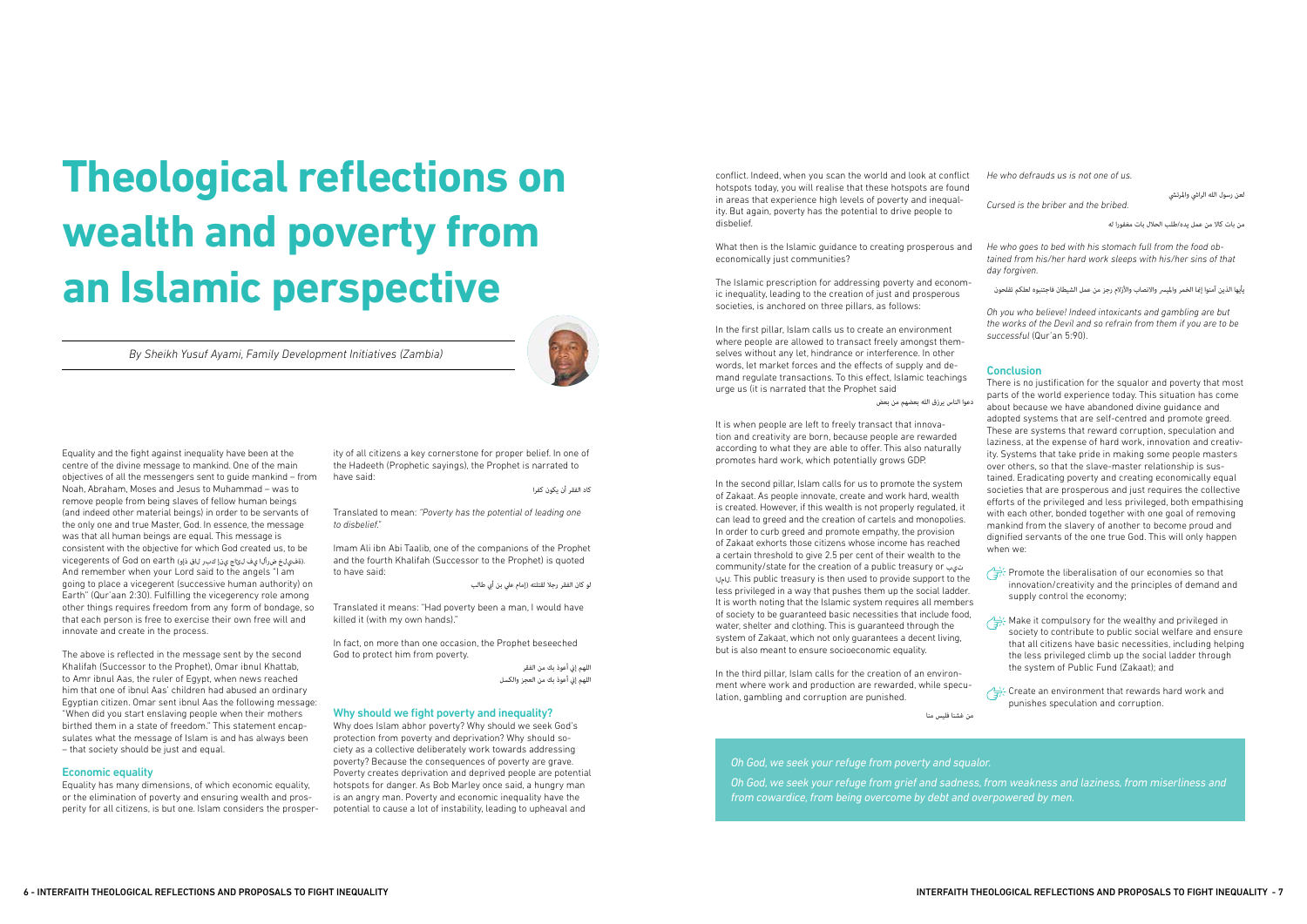# Theological reflections on wealth and poverty from an Islamic perspective

*By Sheikh Yusuf Ayami, Family Development Initiatives (Zambia)*

Equality and the fight against inequality have been at the centre of the divine message to mankind. One of the main objectives of all the messengers sent to guide mankind – from Noah, Abraham, Moses and Jesus to Muhammad – was to remove people from being slaves of fellow human beings (and indeed other material beings) in order to be servants of the only one and true Master, God. In essence, the message was that all human beings are equal. This message is consistent with the objective for which God created us, to be vicegerents of God on earth (وإذ قال ربك للملائكة إني جاعل في الأرض خليفة). And remember when your Lord said to the angels "I am going to place a vicegerent (successive human authority) on Earth" (Qur'aan 2:30). Fulfilling the vicegerency role among other things requires freedom from any form of bondage, so that each person is free to exercise their own free will and innovate and create in the process.

The above is reflected in the message sent by the second Khalifah (Successor to the Prophet), Omar ibnul Khattab, to Amr ibnul Aas, the ruler of Egypt, when news reached him that one of ibnul Aas' children had abused an ordinary Egyptian citizen. Omar sent ibnul Aas the following message: "When did you start enslaving people when their mothers birthed them in a state of freedom." This statement encapsulates what the message of Islam is and has always been – that society should be just and equal.

## Economic equality

Equality has many dimensions, of which economic equality, or the elimination of poverty and ensuring wealth and prosperity for all citizens, is but one. Islam considers the prosperity of all citizens a key cornerstone for proper belief. In one of the Hadeeth (Prophetic sayings), the Prophet is narrated to have said:

كاد الفقر أن يكون كفرا

Translated to mean: *"Poverty has the potential of leading one to disbelief."*

Imam Ali ibn Abi Taalib, one of the companions of the Prophet and the fourth Khalifah (Successor to the Prophet) is quoted to have said:

لو كان الفقر رجلا لقتلته (إمام علي بن أبي طالب

Translated it means: "Had poverty been a man, I would have killed it (with my own hands)."

In fact, on more than one occasion, the Prophet beseeched God to protect him from poverty.

اللهم إني أعوذ بك من الفقر
اللهم إني أعوذ بك من العجز والكسل

## Why should we fight poverty and inequality?

Why does Islam abhor poverty? Why should we seek God's protection from poverty and deprivation? Why should society as a collective deliberately work towards addressing poverty? Because the consequences of poverty are grave. Poverty creates deprivation and deprived people are potential hotspots for danger. As Bob Marley once said, a hungry man is an angry man. Poverty and economic inequality have the potential to cause a lot of instability, leading to upheaval and conflict. Indeed, when you scan the world and look at conflict hotspots today, you will realise that these hotspots are found in areas that experience high levels of poverty and inequality. But again, poverty has the potential to drive people to disbelief.

What then is the Islamic guidance to creating prosperous and economically just communities?

The Islamic prescription for addressing poverty and economic inequality, leading to the creation of just and prosperous societies, is anchored on three pillars, as follows:

In the first pillar, Islam calls us to create an environment where people are allowed to transact freely amongst themselves without any let, hindrance or interference. In other words, let market forces and the effects of supply and demand regulate transactions. To this effect, Islamic teachings urge us (it is narrated that the Prophet said

دعوا الناس يرزق الله بعضهم من بعض

It is when people are left to freely transact that innovation and creativity are born, because people are rewarded according to what they are able to offer. This also naturally promotes hard work, which potentially grows GDP.

In the second pillar, Islam calls for us to promote the system of Zakaat. As people innovate, create and work hard, wealth is created. However, if this wealth is not properly regulated, it can lead to greed and the creation of cartels and monopolies. In order to curb greed and promote empathy, the provision of Zakaat exhorts those citizens whose income has reached a certain threshold to give 2.5 per cent of their wealth to the community/state for the creation of a public treasury or بيت المال. This public treasury is then used to provide support to the less privileged in a way that pushes them up the social ladder. It is worth noting that the Islamic system requires all members of society to be guaranteed basic necessities that include food, water, shelter and clothing. This is guaranteed through the system of Zakaat, which not only guarantees a decent living, but is also meant to ensure socioeconomic equality.

In the third pillar, Islam calls for the creation of an environment where work and production are rewarded, while speculation, gambling and corruption are punished.

من غشنا فليس منا

*He who defrauds us is not one of us.*

لعن رسول الله الراشي والمرتشي

*Cursed is the briber and the bribed.*

من بات كالا من عمل يده/طلب الحلال بات مغفورا له

*He who goes to bed with his stomach full from the food obtained from his/her hard work sleeps with his/her sins of that day forgiven.*

يأيها الذين آمنوا إنما الخمر والميسر والانصاب والأزلام رجز من عمل الشيطان فاجتنبوه لعلكم تفلحون

*Oh you who believe! Indeed intoxicants and gambling are but the works of the Devil and so refrain from them if you are to be successful* (Qur'an 5:90).

## Conclusion

There is no justification for the squalor and poverty that most parts of the world experience today. This situation has come about because we have abandoned divine guidance and adopted systems that are self-centred and promote greed. These are systems that reward corruption, speculation and laziness, at the expense of hard work, innovation and creativity. Systems that take pride in making some people masters over others, so that the slave-master relationship is sustained. Eradicating poverty and creating economically equal societies that are prosperous and just requires the collective efforts of the privileged and less privileged, both empathising with each other, bonded together with one goal of removing mankind from the slavery of another to become proud and dignified servants of the one true God. This will only happen when we:

- Promote the liberalisation of our economies so that innovation/creativity and the principles of demand and supply control the economy;
- Make it compulsory for the wealthy and privileged in society to contribute to public social welfare and ensure that all citizens have basic necessities, including helping the less privileged climb up the social ladder through the system of Public Fund (Zakaat); and
- Create an environment that rewards hard work and punishes speculation and corruption.

*Oh God, we seek your refuge from poverty and squalor.*

*Oh God, we seek your refuge from grief and sadness, from weakness and laziness, from miserliness and from cowardice, from being overcome by debt and overpowered by men.*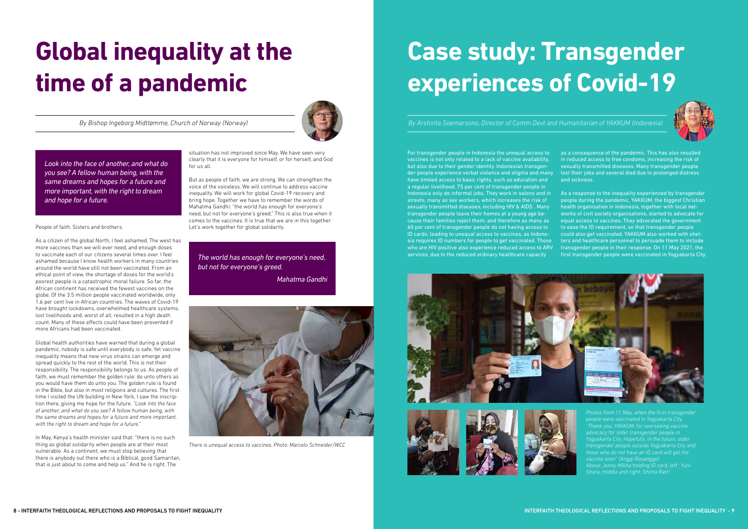# Global inequality at the time of a pandemic

*By Bishop Ingeborg Midttømme, Church of Norway (Norway)*

*Look into the face of another, and what do you see? A fellow human being, with the same dreams and hopes for a future and more important, with the right to dream and hope for a future.*

People of faith. Sisters and brothers.

As a citizen of the global North, I feel ashamed. The west has more vaccines than we will ever need, and enough doses to vaccinate each of our citizens several times over. I feel ashamed because I know health workers in many countries around the world have still not been vaccinated. From an ethical point of view, the shortage of doses for the world's poorest people is a catastrophic moral failure. So far, the African continent has received the fewest vaccines on the globe. Of the 3.5 million people vaccinated worldwide, only 1.6 per cent live in African countries. The waves of Covid-19 have brought lockdowns, overwhelmed healthcare systems, lost livelihoods and, worst of all, resulted in a high death count. Many of these effects could have been prevented if more Africans had been vaccinated.

Global health authorities have warned that during a global pandemic, nobody is safe until everybody is safe. Yet vaccine inequality means that new virus strains can emerge and spread quickly to the rest of the world. This is not their responsibility. The responsibility belongs to us. As people of faith, we must remember the golden rule: do unto others as you would have them do unto you. The golden rule is found in the Bible, but also in most religions and cultures. The first time I visited the UN building in New York, I saw the inscription there, giving me hope for the future. *"Look into the face of another, and what do you see? A fellow human being, with the same dreams and hopes for a future and more important, with the right to dream and hope for a future."*

In May, Kenya's health minister said that: "there is no such thing as global solidarity when people are at their most vulnerable. As a continent, we must stop believing that there is anybody out there who is a Biblical, good Samaritan, who is just about to come and help us." And he is right. The situation has not improved since May. We have seen very clearly that it is everyone for himself, or for herself, and God for us all.

But as people of faith, we are strong. We can strengthen the voice of the voiceless. We will continue to address vaccine inequality. We will work for global Covid-19 recovery and bring hope. Together we have to remember the words of Mahatma Gandhi: "the world has enough for everyone's need, but not for everyone's greed." This is also true when it comes to the vaccines. It is true that we are in this together. Let's work together for global solidarity.

*The world has enough for everyone's need, but not for everyone's greed.*

*Mahatma Gandhi*

*There is unequal access to vaccines. Photo: Marcelo Schneider/WCC*

# Case study: Transgender experiences of Covid-19

*By Arshinta Soemarsono, Director of Comm Devt and Humanitarian of YAKKUM (Indonesia)*

For transgender people in Indonesia the unequal access to vaccines is not only related to a lack of vaccine availability, but also due to their gender identity. Indonesian transgender people experience verbal violence and stigma and many have limited access to basic rights, such as education and a regular livelihood. 75 per cent of transgender people in Indonesia only do informal jobs. They work in salons and in streets, many as sex workers, which increases the risk of sexually transmitted diseases, including HIV & AIDS . Many transgender people leave their homes at a young age because their families reject them, and therefore as many as 60 per cent of transgender people do not having access to ID cards, leading to unequal access to vaccines, as Indonesia requires ID numbers for people to get vaccinated. Those who are HIV positive also experience reduced access to ARV services, due to the reduced ordinary healthcare capacity as a consequence of the pandemic. This has also resulted in reduced access to free condoms, increasing the risk of sexually transmitted diseases. Many transgender people lost their jobs and several died due to prolonged distress and sickness.

As a response to the inequality experienced by transgender people during the pandemic, YAKKUM, the biggest Christian health organisation in Indonesia, together with local networks of civil society organisations, started to advocate for equal access to vaccines. They advocated the government to ease the ID requirement, so that transgender people could also get vaccinated. YAKKUM also worked with shelters and healthcare personnel to persuade them to include transgender people in their response. On 11 May 2021, the first transgender people were vaccinated in Yogyakarta City.

*Photos from 11 May, when the first transgender people were vaccinated in Yogyakarta City. "Thank you, YAKKUM, for overseeing vaccine advocacy for older transgender people in Yogyakarta City. Hopefully, in the future, older transgender people outside Yogyakarta City and those who do not have an ID card will get the vaccine soon" (Anggi Rosangge). Above: Jenny Mikha holding ID card, left : Yuni Shara, middle and right: Shinta Ratri*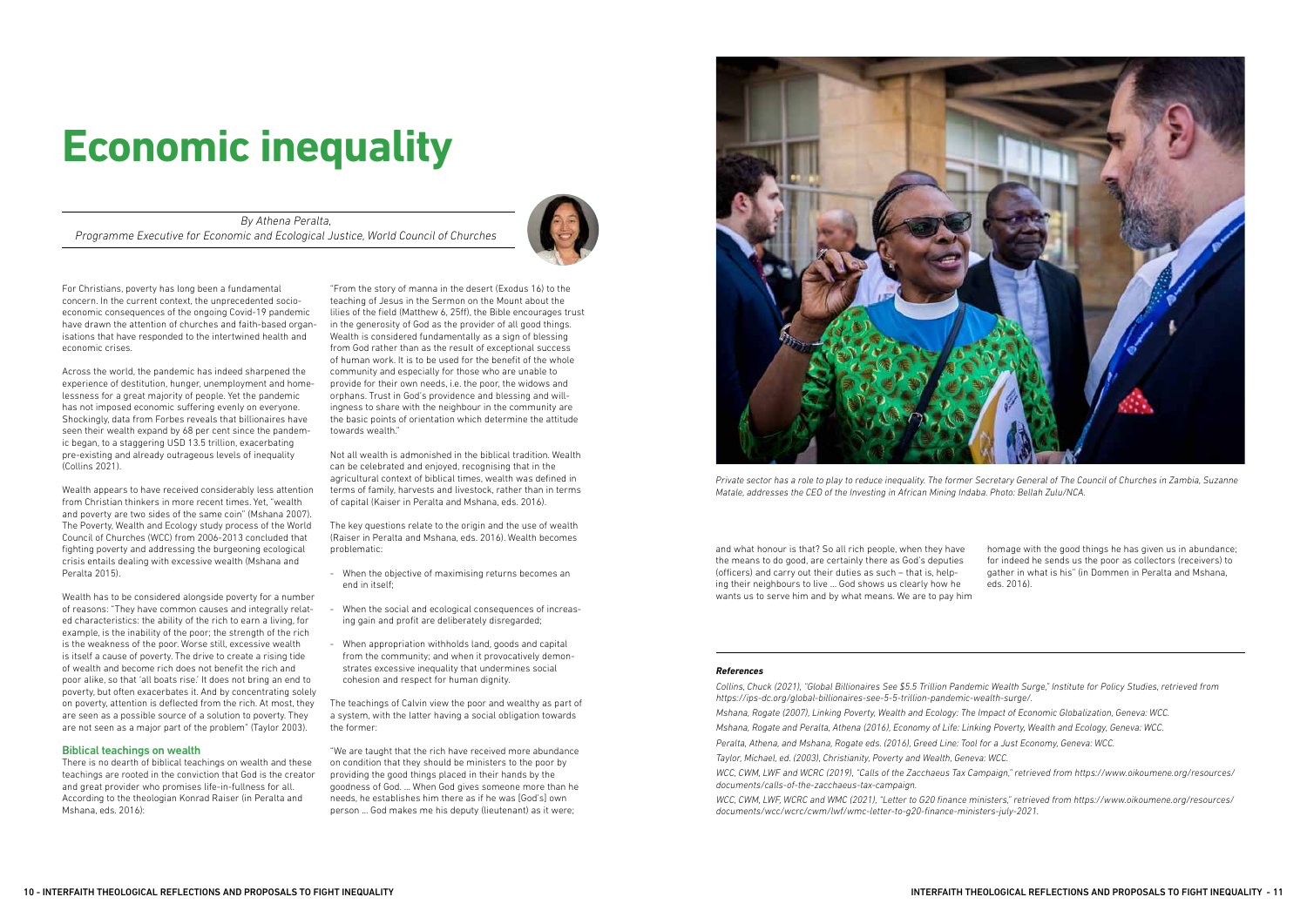# Economic inequality

*By Athena Peralta,*
*Programme Executive for Economic and Ecological Justice, World Council of Churches*

For Christians, poverty has long been a fundamental concern. In the current context, the unprecedented socio-economic consequences of the ongoing Covid-19 pandemic have drawn the attention of churches and faith-based organisations that have responded to the intertwined health and economic crises.

Across the world, the pandemic has indeed sharpened the experience of destitution, hunger, unemployment and homelessness for a great majority of people. Yet the pandemic has not imposed economic suffering evenly on everyone. Shockingly, data from Forbes reveals that billionaires have seen their wealth expand by 68 per cent since the pandemic began, to a staggering USD 13.5 trillion, exacerbating pre-existing and already outrageous levels of inequality (Collins 2021).

Wealth appears to have received considerably less attention from Christian thinkers in more recent times. Yet, "wealth and poverty are two sides of the same coin" (Mshana 2007). The Poverty, Wealth and Ecology study process of the World Council of Churches (WCC) from 2006-2013 concluded that fighting poverty and addressing the burgeoning ecological crisis entails dealing with excessive wealth (Mshana and Peralta 2015).

Wealth has to be considered alongside poverty for a number of reasons: "They have common causes and integrally related characteristics: the ability of the rich to earn a living, for example, is the inability of the poor; the strength of the rich is the weakness of the poor. Worse still, excessive wealth is itself a cause of poverty. The drive to create a rising tide of wealth and become rich does not benefit the rich and poor alike, so that 'all boats rise.' It does not bring an end to poverty, but often exacerbates it. And by concentrating solely on poverty, attention is deflected from the rich. At most, they are seen as a possible source of a solution to poverty. They are not seen as a major part of the problem" (Taylor 2003).

## Biblical teachings on wealth

There is no dearth of biblical teachings on wealth and these teachings are rooted in the conviction that God is the creator and great provider who promises life-in-fullness for all. According to the theologian Konrad Raiser (in Peralta and Mshana, eds. 2016):

"From the story of manna in the desert (Exodus 16) to the teaching of Jesus in the Sermon on the Mount about the lilies of the field (Matthew 6, 25ff), the Bible encourages trust in the generosity of God as the provider of all good things. Wealth is considered fundamentally as a sign of blessing from God rather than as the result of exceptional success of human work. It is to be used for the benefit of the whole community and especially for those who are unable to provide for their own needs, i.e. the poor, the widows and orphans. Trust in God's providence and blessing and willingness to share with the neighbour in the community are the basic points of orientation which determine the attitude towards wealth."

Not all wealth is admonished in the biblical tradition. Wealth can be celebrated and enjoyed, recognising that in the agricultural context of biblical times, wealth was defined in terms of family, harvests and livestock, rather than in terms of capital (Kaiser in Peralta and Mshana, eds. 2016).

The key questions relate to the origin and the use of wealth (Raiser in Peralta and Mshana, eds. 2016). Wealth becomes problematic:

- When the objective of maximising returns becomes an end in itself;
- When the social and ecological consequences of increasing gain and profit are deliberately disregarded;
- When appropriation withholds land, goods and capital from the community; and when it provocatively demonstrates excessive inequality that undermines social cohesion and respect for human dignity.

The teachings of Calvin view the poor and wealthy as part of a system, with the latter having a social obligation towards the former:

"We are taught that the rich have received more abundance on condition that they should be ministers to the poor by providing the good things placed in their hands by the goodness of God. … When God gives someone more than he needs, he establishes him there as if he was [God's] own person … God makes me his deputy (lieutenant) as it were; and what honour is that? So all rich people, when they have the means to do good, are certainly there as God's deputies (officers) and carry out their duties as such – that is, helping their neighbours to live … God shows us clearly how he wants us to serve him and by what means. We are to pay him homage with the good things he has given us in abundance; for indeed he sends us the poor as collectors (receivers) to gather in what is his" (in Dommen in Peralta and Mshana, eds. 2016).

*Private sector has a role to play to reduce inequality. The former Secretary General of The Council of Churches in Zambia, Suzanne Matale, addresses the CEO of the Investing in African Mining Indaba. Photo: Bellah Zulu/NCA.*

### *References*

*Collins, Chuck (2021), "Global Billionaires See $5.5 Trillion Pandemic Wealth Surge," Institute for Policy Studies, retrieved from https://ips-dc.org/global-billionaires-see-5-5-trillion-pandemic-wealth-surge/.*

*Mshana, Rogate (2007), Linking Poverty, Wealth and Ecology: The Impact of Economic Globalization, Geneva: WCC.*

*Mshana, Rogate and Peralta, Athena (2016), Economy of Life: Linking Poverty, Wealth and Ecology, Geneva: WCC.*

*Peralta, Athena, and Mshana, Rogate eds. (2016), Greed Line: Tool for a Just Economy, Geneva: WCC.*

*Taylor, Michael, ed. (2003), Christianity, Poverty and Wealth, Geneva: WCC.*

*WCC, CWM, LWF and WCRC (2019), "Calls of the Zacchaeus Tax Campaign," retrieved from https://www.oikoumene.org/resources/documents/calls-of-the-zacchaeus-tax-campaign.*

*WCC, CWM, LWF, WCRC and WMC (2021), "Letter to G20 finance ministers," retrieved from https://www.oikoumene.org/resources/documents/wcc/wcrc/cwm/lwf/wmc-letter-to-g20-finance-ministers-july-2021.*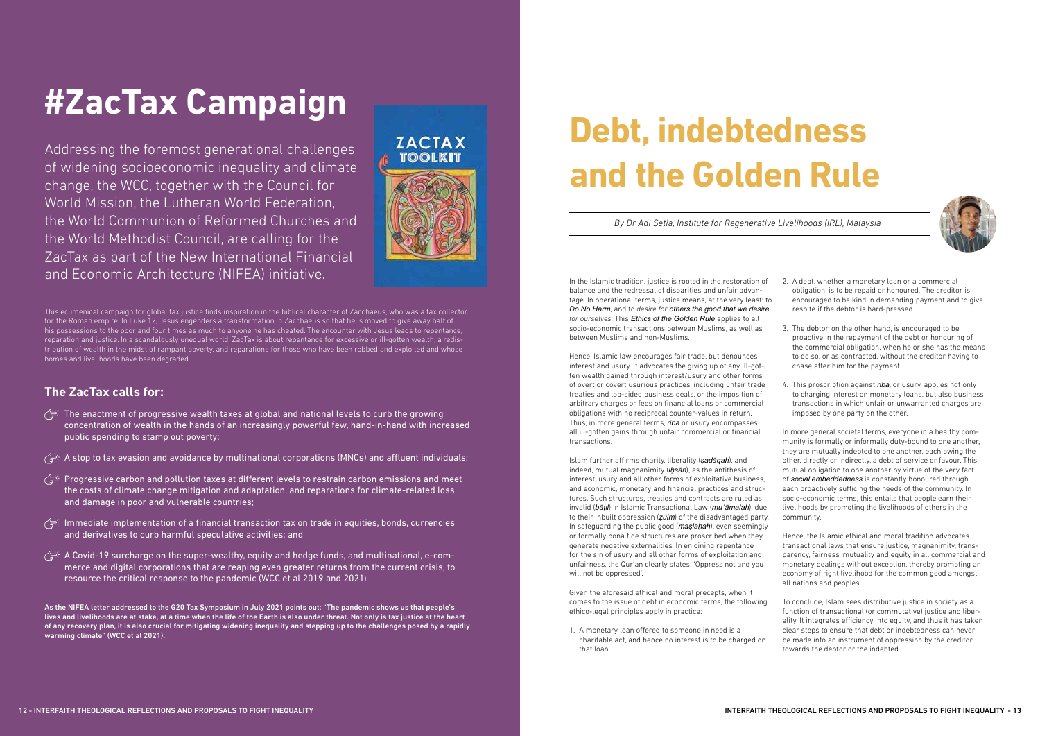# #ZacTax Campaign

Addressing the foremost generational challenges of widening socioeconomic inequality and climate change, the WCC, together with the Council for World Mission, the Lutheran World Federation, the World Communion of Reformed Churches and the World Methodist Council, are calling for the ZacTax as part of the New International Financial and Economic Architecture (NIFEA) initiative.

This ecumenical campaign for global tax justice finds inspiration in the biblical character of Zacchaeus, who was a tax collector for the Roman empire. In Luke 12, Jesus engenders a transformation in Zacchaeus so that he is moved to give away half of his possessions to the poor and four times as much to anyone he has cheated. The encounter with Jesus leads to repentance, reparation and justice. In a scandalously unequal world, ZacTax is about repentance for excessive or ill-gotten wealth, a redistribution of wealth in the midst of rampant poverty, and reparations for those who have been robbed and exploited and whose homes and livelihoods have been degraded.

## The ZacTax calls for:

- The enactment of progressive wealth taxes at global and national levels to curb the growing concentration of wealth in the hands of an increasingly powerful few, hand-in-hand with increased public spending to stamp out poverty;
- A stop to tax evasion and avoidance by multinational corporations (MNCs) and affluent individuals;
- Progressive carbon and pollution taxes at different levels to restrain carbon emissions and meet the costs of climate change mitigation and adaptation, and reparations for climate-related loss and damage in poor and vulnerable countries;
- Immediate implementation of a financial transaction tax on trade in equities, bonds, currencies and derivatives to curb harmful speculative activities; and
- A Covid-19 surcharge on the super-wealthy, equity and hedge funds, and multinational, e-commerce and digital corporations that are reaping even greater returns from the current crisis, to resource the critical response to the pandemic (WCC et al 2019 and 2021).

**As the NIFEA letter addressed to the G20 Tax Symposium in July 2021 points out: "The pandemic shows us that people's lives and livelihoods are at stake, at a time when the life of the Earth is also under threat. Not only is tax justice at the heart of any recovery plan, it is also crucial for mitigating widening inequality and stepping up to the challenges posed by a rapidly warming climate" (WCC et al 2021).**

# Debt, indebtedness and the Golden Rule

*By Dr Adi Setia, Institute for Regenerative Livelihoods (IRL), Malaysia*

In the Islamic tradition, justice is rooted in the restoration of balance and the redressal of disparities and unfair advantage. In operational terms, justice means, at the very least: to *Do No Harm*, and to *desire for others the good that we desire for ourselves*. This *Ethics of the Golden Rule* applies to all socio-economic transactions between Muslims, as well as between Muslims and non-Muslims.

Hence, Islamic law encourages fair trade, but denounces interest and usury. It advocates the giving up of any ill-gotten wealth gained through interest/usury and other forms of overt or covert usurious practices, including unfair trade treaties and lop-sided business deals, or the imposition of arbitrary charges or fees on financial loans or commercial obligations with no reciprocal counter-values in return. Thus, in more general terms, *riba* or usury encompasses all ill-gotten gains through unfair commercial or financial transactions.

Islam further affirms charity, liberality (*ṣadāqah*), and indeed, mutual magnanimity (*iḥsān*), as the antithesis of interest, usury and all other forms of exploitative business, and economic, monetary and financial practices and structures. Such structures, treaties and contracts are ruled as invalid (*bāṭil*) in Islamic Transactional Law (*mu`āmalah*), due to their inbuilt oppression (*ẓulm*) of the disadvantaged party. In safeguarding the public good (*maṣlaḥah*), even seemingly or formally bona fide structures are proscribed when they generate negative externalities. In enjoining repentance for the sin of usury and all other forms of exploitation and unfairness, the Qur'an clearly states: 'Oppress not and you will not be oppressed'.

Given the aforesaid ethical and moral precepts, when it comes to the issue of debt in economic terms, the following ethico-legal principles apply in practice:

1. A monetary loan offered to someone in need is a charitable act, and hence no interest is to be charged on that loan.
2. A debt, whether a monetary loan or a commercial obligation, is to be repaid or honoured. The creditor is encouraged to be kind in demanding payment and to give respite if the debtor is hard-pressed.
3. The debtor, on the other hand, is encouraged to be proactive in the repayment of the debt or honouring of the commercial obligation, when he or she has the means to do so, or as contracted, without the creditor having to chase after him for the payment.
4. This proscription against *riba*, or usury, applies not only to charging interest on monetary loans, but also business transactions in which unfair or unwarranted charges are imposed by one party on the other.

In more general societal terms, everyone in a healthy community is formally or informally duty-bound to one another, they are mutually indebted to one another, each owing the other, directly or indirectly, a debt of service or favour. This mutual obligation to one another by virtue of the very fact of *social embeddedness* is constantly honoured through each proactively sufficing the needs of the community. In socio-economic terms, this entails that people earn their livelihoods by promoting the livelihoods of others in the community.

Hence, the Islamic ethical and moral tradition advocates transactional laws that ensure justice, magnanimity, transparency, fairness, mutuality and equity in all commercial and monetary dealings without exception, thereby promoting an economy of right livelihood for the common good amongst all nations and peoples.

To conclude, Islam sees distributive justice in society as a function of transactional (or commutative) justice and liberality. It integrates efficiency into equity, and thus it has taken clear steps to ensure that debt or indebtedness can never be made into an instrument of oppression by the creditor towards the debtor or the indebted.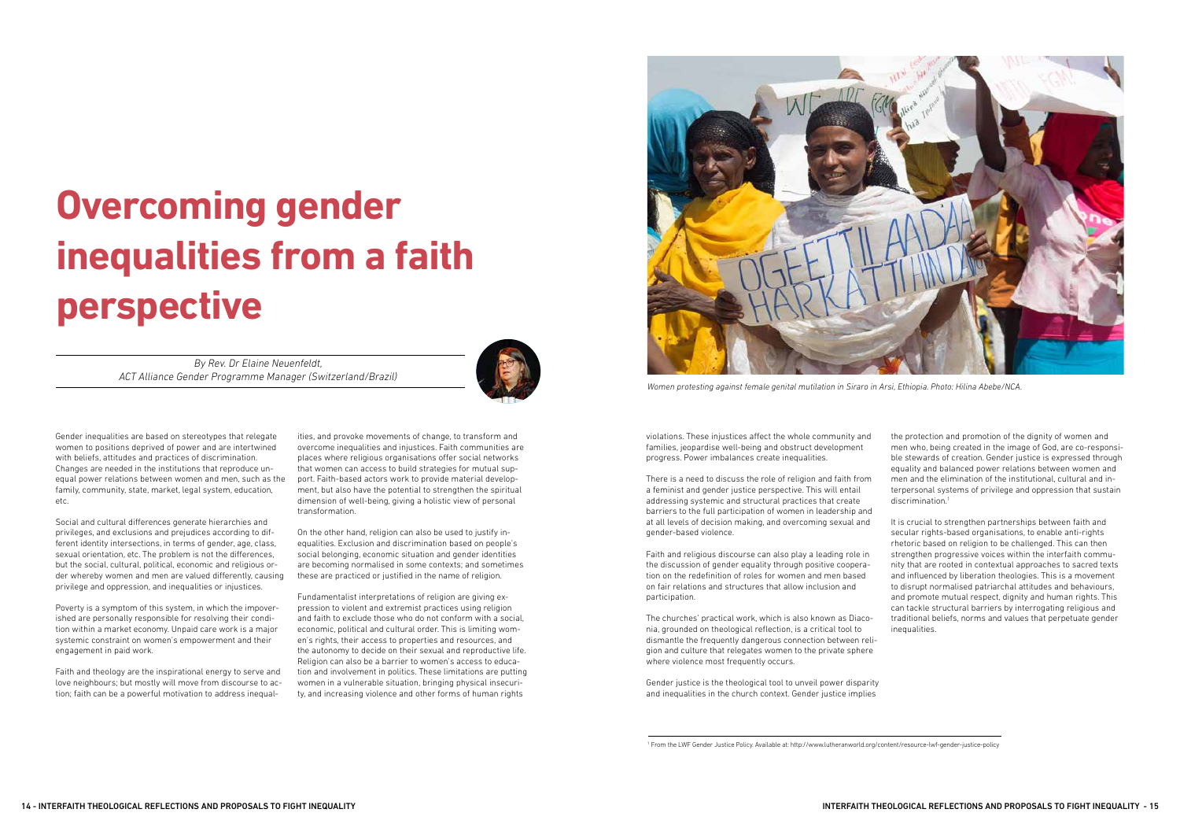# Overcoming gender inequalities from a faith perspective

*By Rev. Dr Elaine Neuenfeldt, ACT Alliance Gender Programme Manager (Switzerland/Brazil)*

Gender inequalities are based on stereotypes that relegate women to positions deprived of power and are intertwined with beliefs, attitudes and practices of discrimination. Changes are needed in the institutions that reproduce unequal power relations between women and men, such as the family, community, state, market, legal system, education, etc.

Social and cultural differences generate hierarchies and privileges, and exclusions and prejudices according to different identity intersections, in terms of gender, age, class, sexual orientation, etc. The problem is not the differences, but the social, cultural, political, economic and religious order whereby women and men are valued differently, causing privilege and oppression, and inequalities or injustices.

Poverty is a symptom of this system, in which the impoverished are personally responsible for resolving their condition within a market economy. Unpaid care work is a major systemic constraint on women's empowerment and their engagement in paid work.

Faith and theology are the inspirational energy to serve and love neighbours; but mostly will move from discourse to action; faith can be a powerful motivation to address inequalities, and provoke movements of change, to transform and overcome inequalities and injustices. Faith communities are places where religious organisations offer social networks that women can access to build strategies for mutual support. Faith-based actors work to provide material development, but also have the potential to strengthen the spiritual dimension of well-being, giving a holistic view of personal transformation.

On the other hand, religion can also be used to justify inequalities. Exclusion and discrimination based on people's social belonging, economic situation and gender identities are becoming normalised in some contexts; and sometimes these are practiced or justified in the name of religion.

Fundamentalist interpretations of religion are giving expression to violent and extremist practices using religion and faith to exclude those who do not conform with a social, economic, political and cultural order. This is limiting women's rights, their access to properties and resources, and the autonomy to decide on their sexual and reproductive life. Religion can also be a barrier to women's access to education and involvement in politics. These limitations are putting women in a vulnerable situation, bringing physical insecurity, and increasing violence and other forms of human rights violations. These injustices affect the whole community and families, jeopardise well-being and obstruct development progress. Power imbalances create inequalities.

*Women protesting against female genital mutilation in Siraro in Arsi, Ethiopia. Photo: Hilina Abebe/NCA.*

There is a need to discuss the role of religion and faith from a feminist and gender justice perspective. This will entail addressing systemic and structural practices that create barriers to the full participation of women in leadership and at all levels of decision making, and overcoming sexual and gender-based violence.

Faith and religious discourse can also play a leading role in the discussion of gender equality through positive cooperation on the redefinition of roles for women and men based on fair relations and structures that allow inclusion and participation.

The churches' practical work, which is also known as Diaconia, grounded on theological reflection, is a critical tool to dismantle the frequently dangerous connection between religion and culture that relegates women to the private sphere where violence most frequently occurs.

Gender justice is the theological tool to unveil power disparity and inequalities in the church context. Gender justice implies the protection and promotion of the dignity of women and men who, being created in the image of God, are co-responsible stewards of creation. Gender justice is expressed through equality and balanced power relations between women and men and the elimination of the institutional, cultural and interpersonal systems of privilege and oppression that sustain discrimination.[1]

It is crucial to strengthen partnerships between faith and secular rights-based organisations, to enable anti-rights rhetoric based on religion to be challenged. This can then strengthen progressive voices within the interfaith community that are rooted in contextual approaches to sacred texts and influenced by liberation theologies. This is a movement to disrupt normalised patriarchal attitudes and behaviours, and promote mutual respect, dignity and human rights. This can tackle structural barriers by interrogating religious and traditional beliefs, norms and values that perpetuate gender inequalities.

[1] From the LWF Gender Justice Policy. Available at: http://www.lutheranworld.org/content/resource-lwf-gender-justice-policy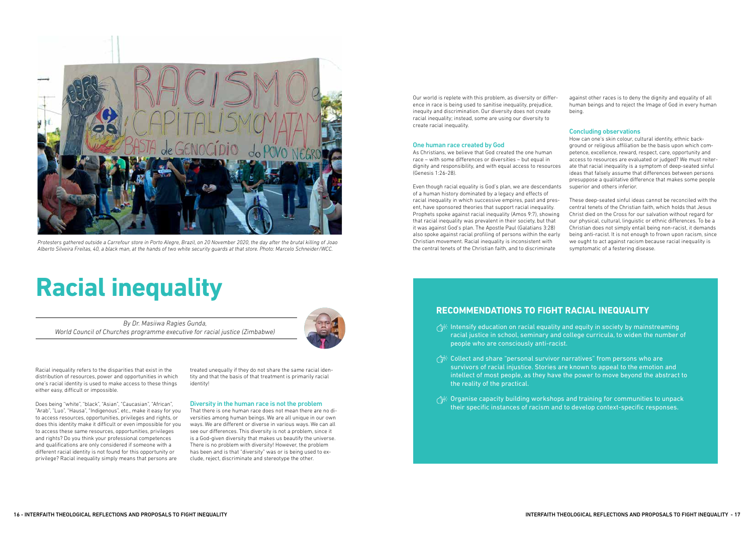Protesters gathered outside a Carrefour store in Porto Alegre, Brazil, on 20 November 2020, the day after the brutal killing of Joao Alberto Silveira Freitas, 40, a black man, at the hands of two white security guards at that store. Photo: Marcelo Schneider/WCC.

# Racial inequality

*By Dr. Masiiwa Ragies Gunda,*
*World Council of Churches programme executive for racial justice (Zimbabwe)*

Racial inequality refers to the disparities that exist in the distribution of resources, power and opportunities in which one's racial identity is used to make access to these things either easy, difficult or impossible.

Does being "white", "black", "Asian", "Caucasian", "African", "Arab", "Luo", "Hausa", "Indigenous", etc., make it easy for you to access resources, opportunities, privileges and rights, or does this identity make it difficult or even impossible for you to access these same resources, opportunities, privileges and rights? Do you think your professional competences and qualifications are only considered if someone with a different racial identity is not found for this opportunity or privilege? Racial inequality simply means that persons are treated unequally if they do not share the same racial identity and that the basis of that treatment is primarily racial identity!

### Diversity in the human race is not the problem

That there is one human race does not mean there are no diversities among human beings. We are all unique in our own ways. We are different or diverse in various ways. We can all see our differences. This diversity is not a problem, since it is a God-given diversity that makes us beautify the universe. There is no problem with diversity! However, the problem has been and is that "diversity" was or is being used to exclude, reject, discriminate and stereotype the other.

Our world is replete with this problem, as diversity or difference in race is being used to sanitise inequality, prejudice, inequity and discrimination. Our diversity does not create racial inequality; instead, some are using our diversity to create racial inequality.

### One human race created by God

As Christians, we believe that God created the one human race – with some differences or diversities – but equal in dignity and responsibility, and with equal access to resources (Genesis 1:26-28).

Even though racial equality is God's plan, we are descendants of a human history dominated by a legacy and effects of racial inequality in which successive empires, past and present, have sponsored theories that support racial inequality. Prophets spoke against racial inequality (Amos 9:7), showing that racial inequality was prevalent in their society, but that it was against God's plan. The Apostle Paul (Galatians 3:28) also spoke against racial profiling of persons within the early Christian movement. Racial inequality is inconsistent with the central tenets of the Christian faith, and to discriminate against other races is to deny the dignity and equality of all human beings and to reject the Image of God in every human being.

### Concluding observations

How can one's skin colour, cultural identity, ethnic background or religious affiliation be the basis upon which competence, excellence, reward, respect, care, opportunity and access to resources are evaluated or judged? We must reiterate that racial inequality is a symptom of deep-seated sinful ideas that falsely assume that differences between persons presuppose a qualitative difference that makes some people superior and others inferior.

These deep-seated sinful ideas cannot be reconciled with the central tenets of the Christian faith, which holds that Jesus Christ died on the Cross for our salvation without regard for our physical, cultural, linguistic or ethnic differences. To be a Christian does not simply entail being non-racist, it demands being anti-racist. It is not enough to frown upon racism, since we ought to act against racism because racial inequality is symptomatic of a festering disease.

## RECOMMENDATIONS TO FIGHT RACIAL INEQUALITY

- Intensify education on racial equality and equity in society by mainstreaming racial justice in school, seminary and college curricula, to widen the number of people who are consciously anti-racist.
- Collect and share "personal survivor narratives" from persons who are survivors of racial injustice. Stories are known to appeal to the emotion and intellect of most people, as they have the power to move beyond the abstract to the reality of the practical.
- Organise capacity building workshops and training for communities to unpack their specific instances of racism and to develop context-specific responses.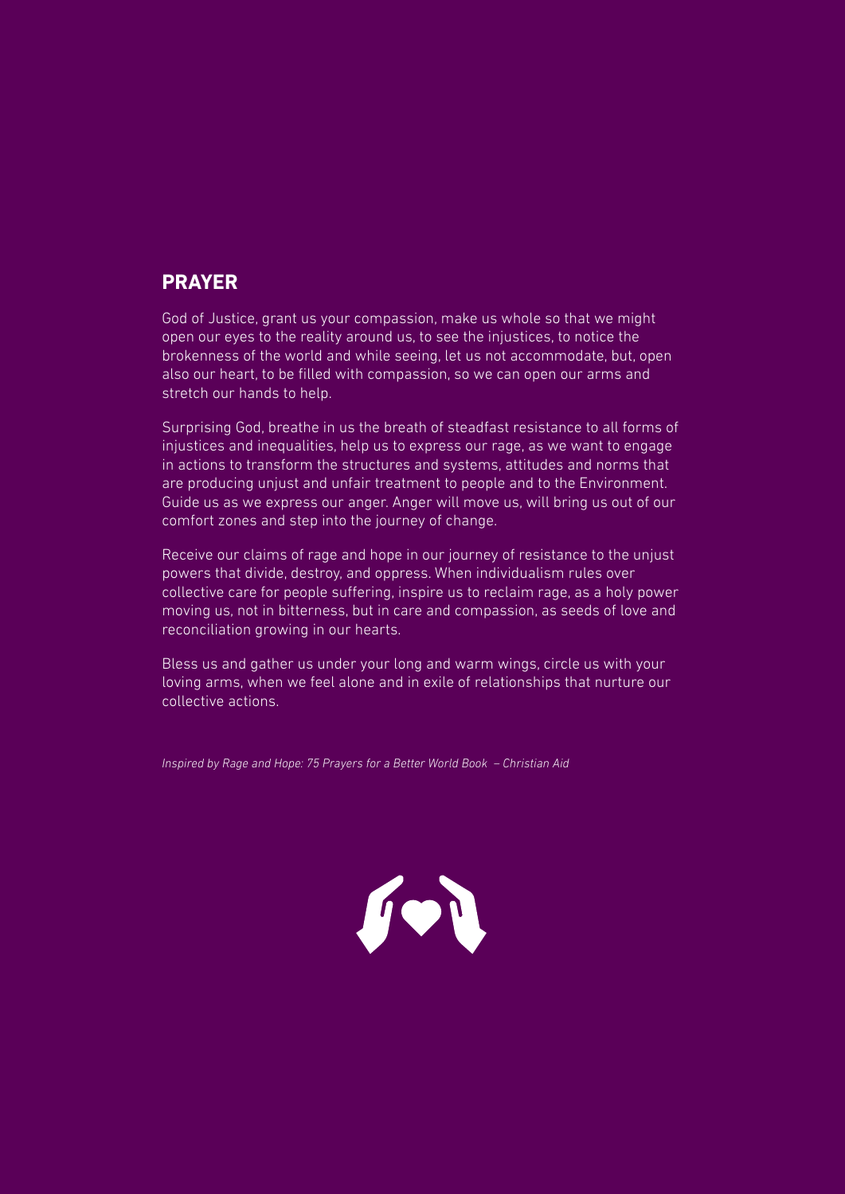## PRAYER

God of Justice, grant us your compassion, make us whole so that we might open our eyes to the reality around us, to see the injustices, to notice the brokenness of the world and while seeing, let us not accommodate, but, open also our heart, to be filled with compassion, so we can open our arms and stretch our hands to help.

Surprising God, breathe in us the breath of steadfast resistance to all forms of injustices and inequalities, help us to express our rage, as we want to engage in actions to transform the structures and systems, attitudes and norms that are producing unjust and unfair treatment to people and to the Environment. Guide us as we express our anger. Anger will move us, will bring us out of our comfort zones and step into the journey of change.

Receive our claims of rage and hope in our journey of resistance to the unjust powers that divide, destroy, and oppress. When individualism rules over collective care for people suffering, inspire us to reclaim rage, as a holy power moving us, not in bitterness, but in care and compassion, as seeds of love and reconciliation growing in our hearts.

Bless us and gather us under your long and warm wings, circle us with your loving arms, when we feel alone and in exile of relationships that nurture our collective actions.

*Inspired by Rage and Hope: 75 Prayers for a Better World Book – Christian Aid*